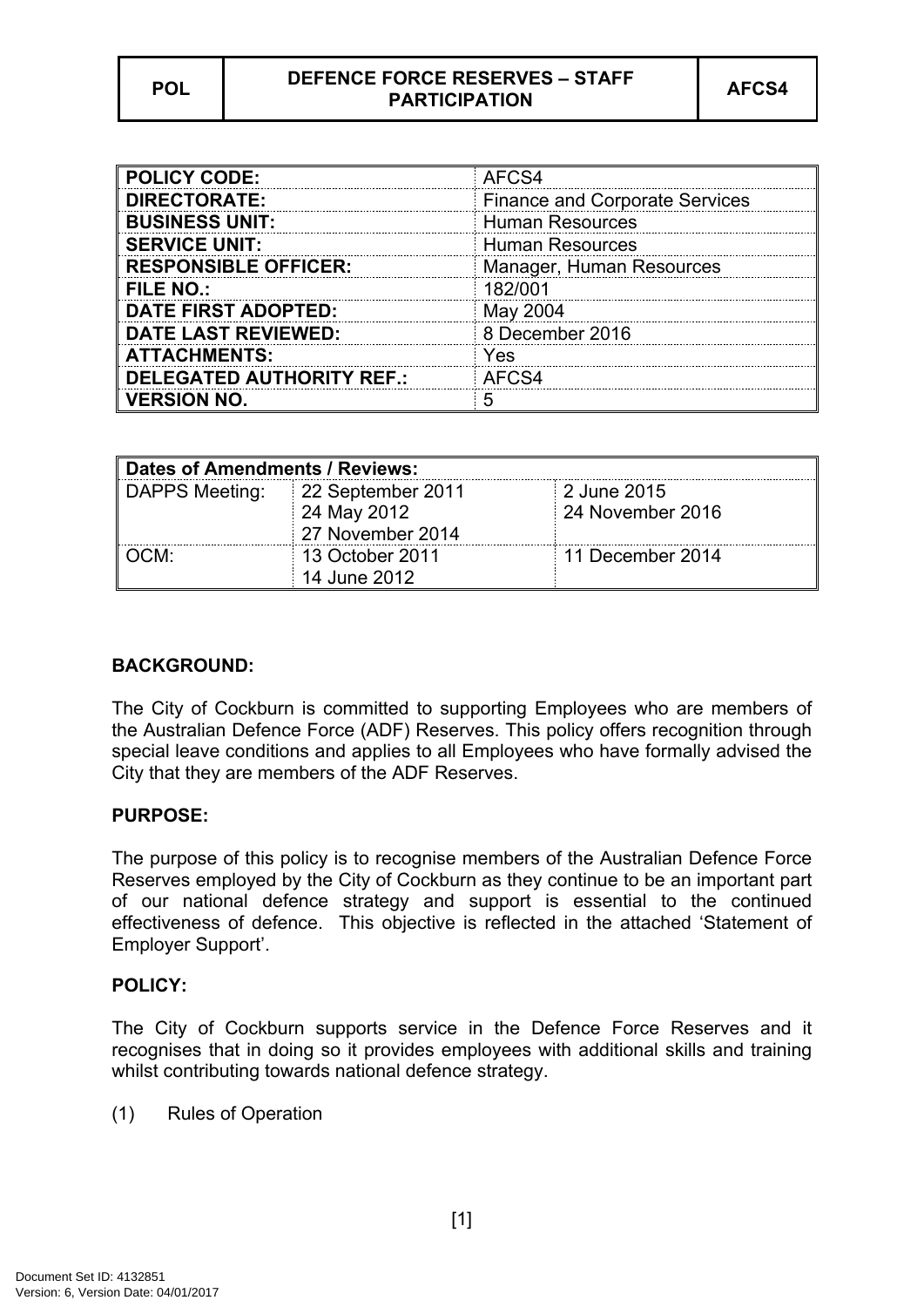| POL | DEFENCE FORCE RESERVES – STAFF PARTICIPATION | AFCS4 |
|---|---|---|

| | |
|---|---|
| **POLICY CODE:** | AFCS4 |
| **DIRECTORATE:** | Finance and Corporate Services |
| **BUSINESS UNIT:** | Human Resources |
| **SERVICE UNIT:** | Human Resources |
| **RESPONSIBLE OFFICER:** | Manager, Human Resources |
| **FILE NO.:** | 182/001 |
| **DATE FIRST ADOPTED:** | May 2004 |
| **DATE LAST REVIEWED:** | 8 December 2016 |
| **ATTACHMENTS:** | Yes |
| **DELEGATED AUTHORITY REF.:** | AFCS4 |
| **VERSION NO.** | 5 |

| **Dates of Amendments / Reviews:** | | |
|---|---|---|
| DAPPS Meeting: | 22 September 2011<br>24 May 2012<br>27 November 2014 | 2 June 2015<br>24 November 2016 |
| OCM: | 13 October 2011<br>14 June 2012 | 11 December 2014 |

**BACKGROUND:**

The City of Cockburn is committed to supporting Employees who are members of the Australian Defence Force (ADF) Reserves. This policy offers recognition through special leave conditions and applies to all Employees who have formally advised the City that they are members of the ADF Reserves.

**PURPOSE:**

The purpose of this policy is to recognise members of the Australian Defence Force Reserves employed by the City of Cockburn as they continue to be an important part of our national defence strategy and support is essential to the continued effectiveness of defence. This objective is reflected in the attached 'Statement of Employer Support'.

**POLICY:**

The City of Cockburn supports service in the Defence Force Reserves and it recognises that in doing so it provides employees with additional skills and training whilst contributing towards national defence strategy.

(1) Rules of Operation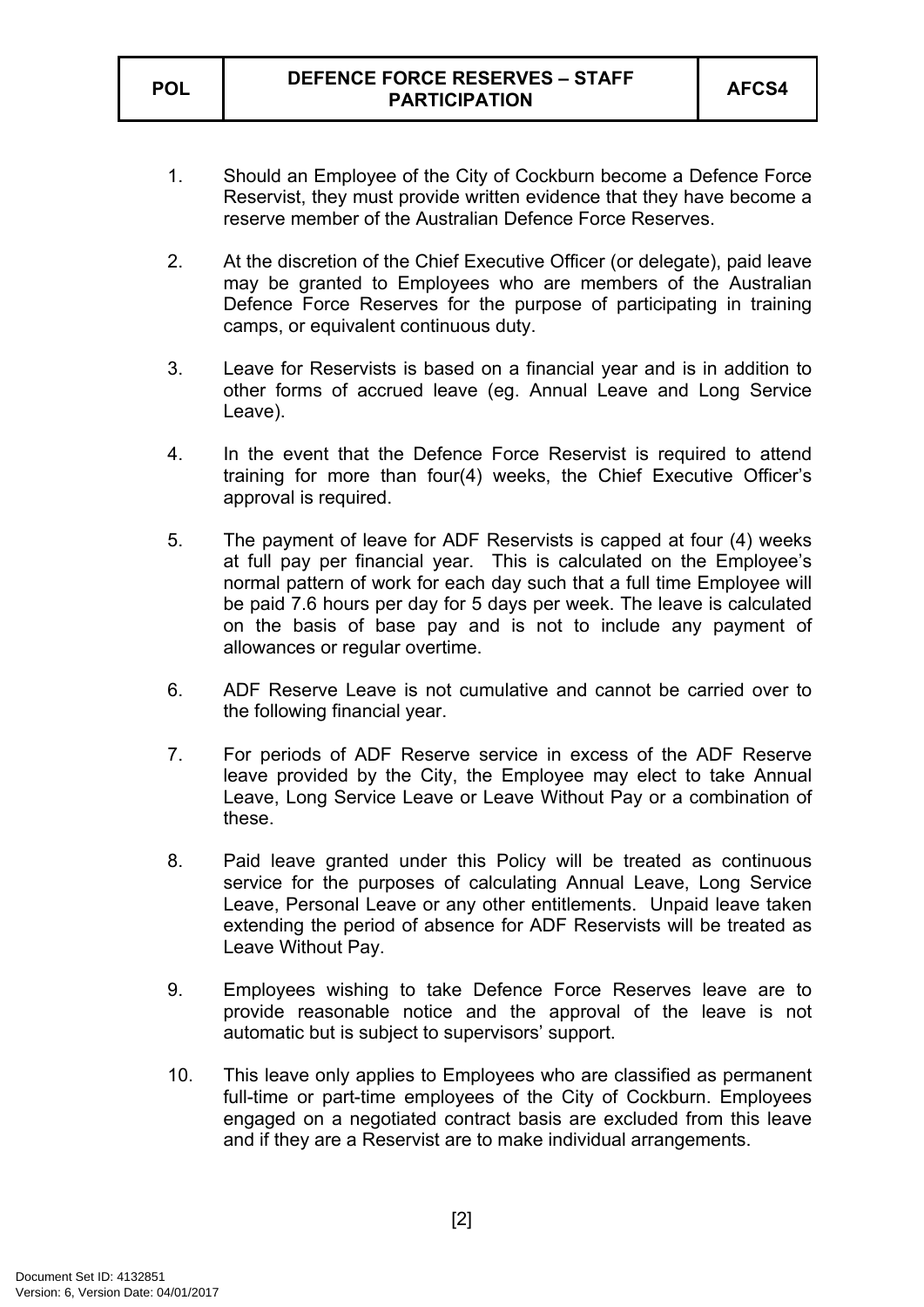1. Should an Employee of the City of Cockburn become a Defence Force Reservist, they must provide written evidence that they have become a reserve member of the Australian Defence Force Reserves.

2. At the discretion of the Chief Executive Officer (or delegate), paid leave may be granted to Employees who are members of the Australian Defence Force Reserves for the purpose of participating in training camps, or equivalent continuous duty.

3. Leave for Reservists is based on a financial year and is in addition to other forms of accrued leave (eg. Annual Leave and Long Service Leave).

4. In the event that the Defence Force Reservist is required to attend training for more than four(4) weeks, the Chief Executive Officer's approval is required.

5. The payment of leave for ADF Reservists is capped at four (4) weeks at full pay per financial year. This is calculated on the Employee's normal pattern of work for each day such that a full time Employee will be paid 7.6 hours per day for 5 days per week. The leave is calculated on the basis of base pay and is not to include any payment of allowances or regular overtime.

6. ADF Reserve Leave is not cumulative and cannot be carried over to the following financial year.

7. For periods of ADF Reserve service in excess of the ADF Reserve leave provided by the City, the Employee may elect to take Annual Leave, Long Service Leave or Leave Without Pay or a combination of these.

8. Paid leave granted under this Policy will be treated as continuous service for the purposes of calculating Annual Leave, Long Service Leave, Personal Leave or any other entitlements. Unpaid leave taken extending the period of absence for ADF Reservists will be treated as Leave Without Pay.

9. Employees wishing to take Defence Force Reserves leave are to provide reasonable notice and the approval of the leave is not automatic but is subject to supervisors' support.

10. This leave only applies to Employees who are classified as permanent full-time or part-time employees of the City of Cockburn. Employees engaged on a negotiated contract basis are excluded from this leave and if they are a Reservist are to make individual arrangements.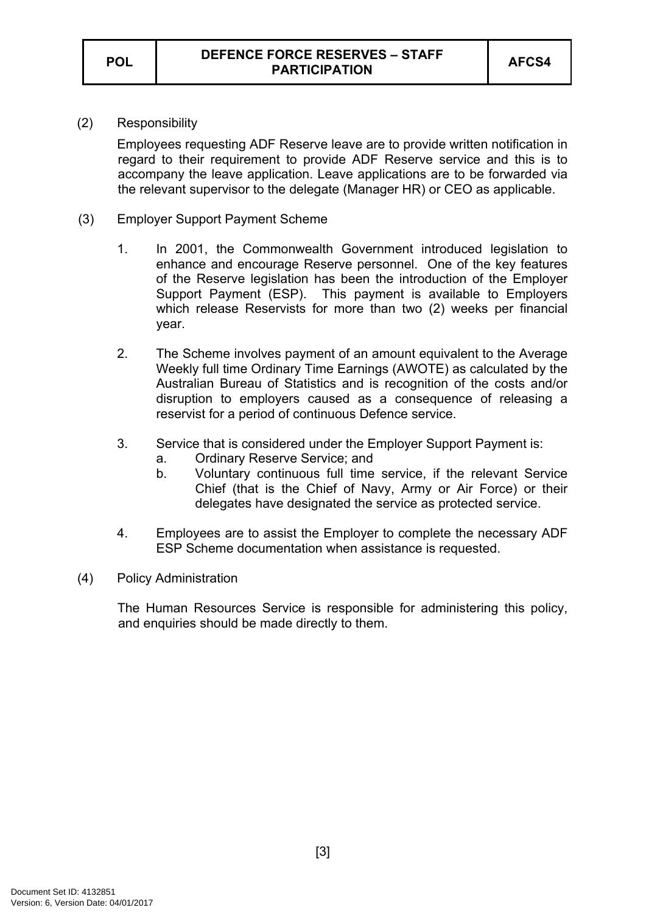(2) Responsibility

Employees requesting ADF Reserve leave are to provide written notification in regard to their requirement to provide ADF Reserve service and this is to accompany the leave application. Leave applications are to be forwarded via the relevant supervisor to the delegate (Manager HR) or CEO as applicable.

(3) Employer Support Payment Scheme

1. In 2001, the Commonwealth Government introduced legislation to enhance and encourage Reserve personnel. One of the key features of the Reserve legislation has been the introduction of the Employer Support Payment (ESP). This payment is available to Employers which release Reservists for more than two (2) weeks per financial year.

2. The Scheme involves payment of an amount equivalent to the Average Weekly full time Ordinary Time Earnings (AWOTE) as calculated by the Australian Bureau of Statistics and is recognition of the costs and/or disruption to employers caused as a consequence of releasing a reservist for a period of continuous Defence service.

3. Service that is considered under the Employer Support Payment is:
   a. Ordinary Reserve Service; and
   b. Voluntary continuous full time service, if the relevant Service Chief (that is the Chief of Navy, Army or Air Force) or their delegates have designated the service as protected service.

4. Employees are to assist the Employer to complete the necessary ADF ESP Scheme documentation when assistance is requested.

(4) Policy Administration

The Human Resources Service is responsible for administering this policy, and enquiries should be made directly to them.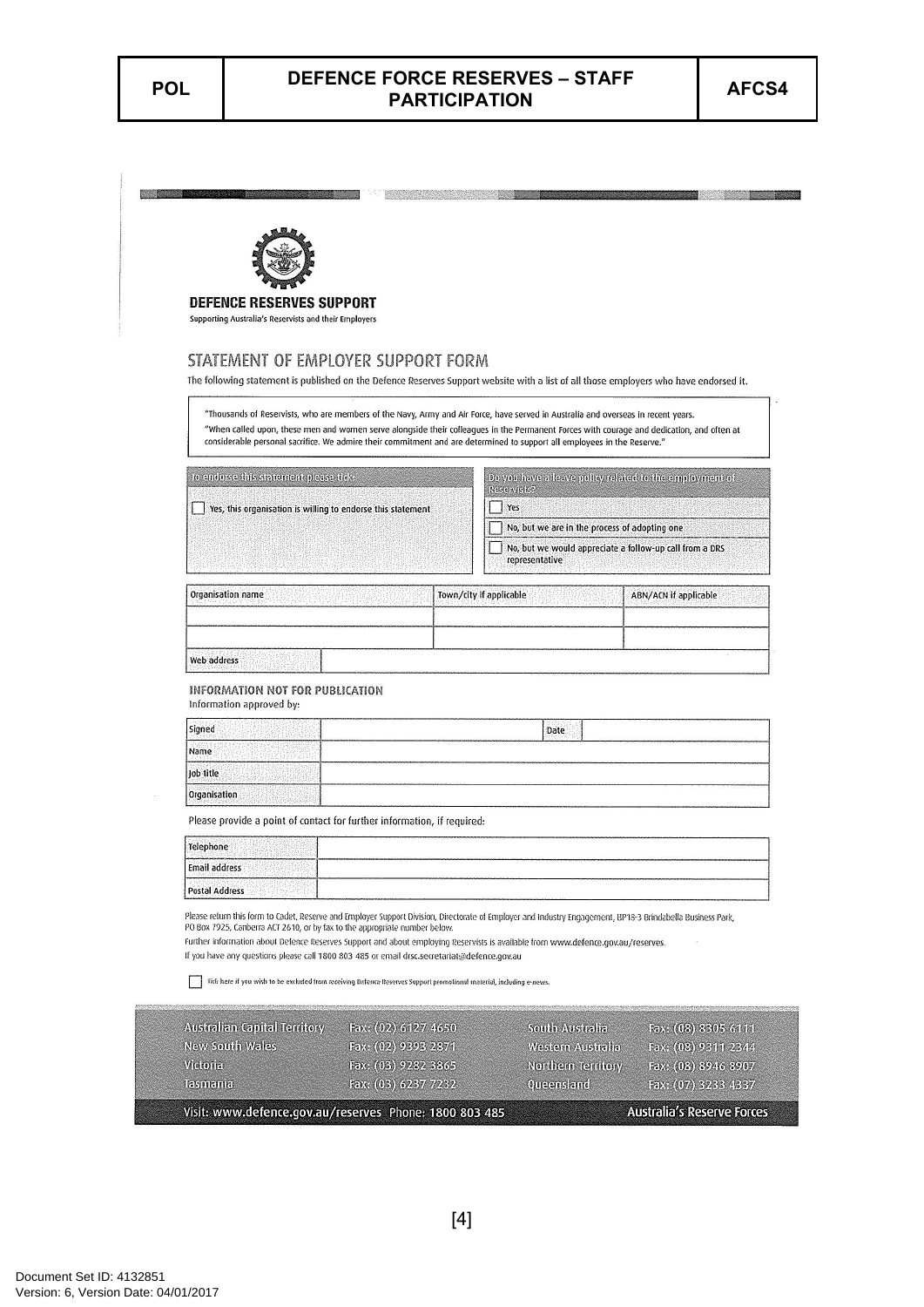**DEFENCE RESERVES SUPPORT**
Supporting Australia's Reservists and their Employers

## STATEMENT OF EMPLOYER SUPPORT FORM

The following statement is published on the Defence Reserves Support website with a list of all those employers who have endorsed it.

> "Thousands of Reservists, who are members of the Navy, Army and Air Force, have served in Australia and overseas in recent years.
> "When called upon, these men and women serve alongside their colleagues in the Permanent Forces with courage and dedication, and often at considerable personal sacrifice. We admire their commitment and are determined to support all employees in the Reserve."

| To endorse this statement please tick: | Do you have a leave policy related to the employment of Reservists? |
|---|---|
| ☐ Yes, this organisation is willing to endorse this statement | ☐ Yes |
| | ☐ No, but we are in the process of adopting one |
| | ☐ No, but we would appreciate a follow-up call from a DRS representative |

| Organisation name | Town/city if applicable | ABN/ACN if applicable |
|---|---|---|
| | | |
| | | |
| Web address | | |

### INFORMATION NOT FOR PUBLICATION

Information approved by:

| | | | |
|---|---|---|---|
| Signed | | Date | |
| Name | | | |
| Job title | | | |
| Organisation | | | |

Please provide a point of contact for further information, if required:

| | |
|---|---|
| Telephone | |
| Email address | |
| Postal Address | |

Please return this form to Cadet, Reserve and Employer Support Division, Directorate of Employer and Industry Engagement, BP18-3 Brindabella Business Park, PO Box 7925, Canberra ACT 2610, or by fax to the appropriate number below.

Further information about Defence Reserves Support and about employing Reservists is available from www.defence.gov.au/reserves.

If you have any questions please call 1800 803 485 or email drsc.secretariat@defence.gov.au

☐ Tick here if you wish to be excluded from receiving Defence Reserves Support promotional material, including e-news.

| | | | |
|---|---|---|---|
| Australian Capital Territory | Fax: (02) 6127 4650 | South Australia | Fax: (08) 8305 6111 |
| New South Wales | Fax: (02) 9393 2871 | Western Australia | Fax: (08) 9311 2344 |
| Victoria | Fax: (03) 9282 3865 | Northern Territory | Fax: (08) 8946 8907 |
| Tasmania | Fax: (03) 6237 7232 | Queensland | Fax: (07) 3233 4337 |

Visit: www.defence.gov.au/reserves Phone: 1800 803 485 **Australia's Reserve Forces**